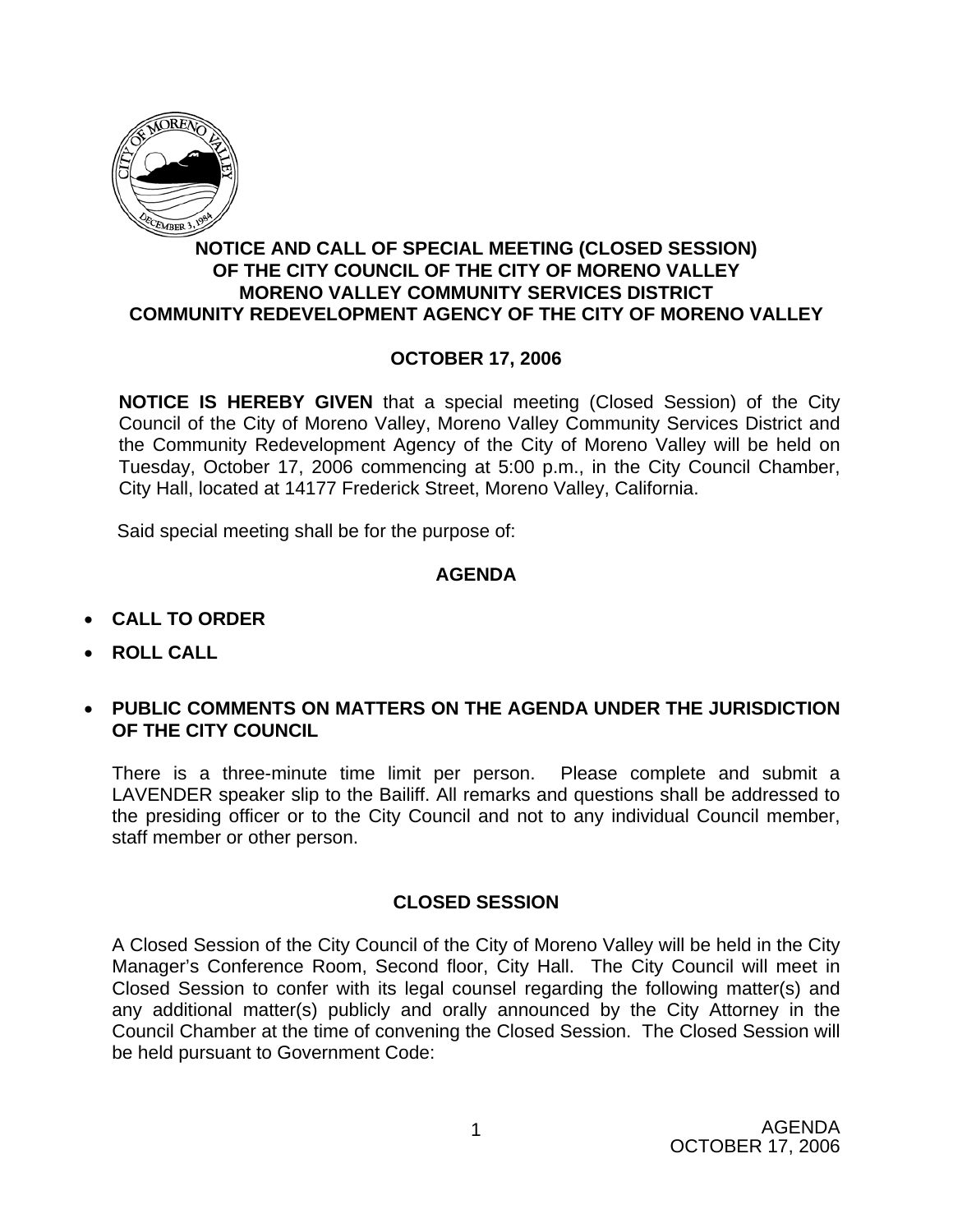## NOTICE AND CALL OF SPECIAL MEETING (CLOSED SESSION) OF THE CITY COUNCIL OF THE CITY OF MORENO VALLEY MORENO VALLEY COMMUNITY SERVICES DISTRICT COMMUNITY REDEVELOPMENT AGENCY OF THE CITY OF MORENO VALLEY

### OCTOBER 17, 2006

**NOTICE IS HEREBY GIVEN** that a special meeting (Closed Session) of the City Council of the City of Moreno Valley, Moreno Valley Community Services District and the Community Redevelopment Agency of the City of Moreno Valley will be held on Tuesday, October 17, 2006 commencing at 5:00 p.m., in the City Council Chamber, City Hall, located at 14177 Frederick Street, Moreno Valley, California.

Said special meeting shall be for the purpose of:

### AGENDA

- **CALL TO ORDER**
- **ROLL CALL**
- **PUBLIC COMMENTS ON MATTERS ON THE AGENDA UNDER THE JURISDICTION OF THE CITY COUNCIL**

There is a three-minute time limit per person. Please complete and submit a LAVENDER speaker slip to the Bailiff. All remarks and questions shall be addressed to the presiding officer or to the City Council and not to any individual Council member, staff member or other person.

### CLOSED SESSION

A Closed Session of the City Council of the City of Moreno Valley will be held in the City Manager's Conference Room, Second floor, City Hall. The City Council will meet in Closed Session to confer with its legal counsel regarding the following matter(s) and any additional matter(s) publicly and orally announced by the City Attorney in the Council Chamber at the time of convening the Closed Session. The Closed Session will be held pursuant to Government Code: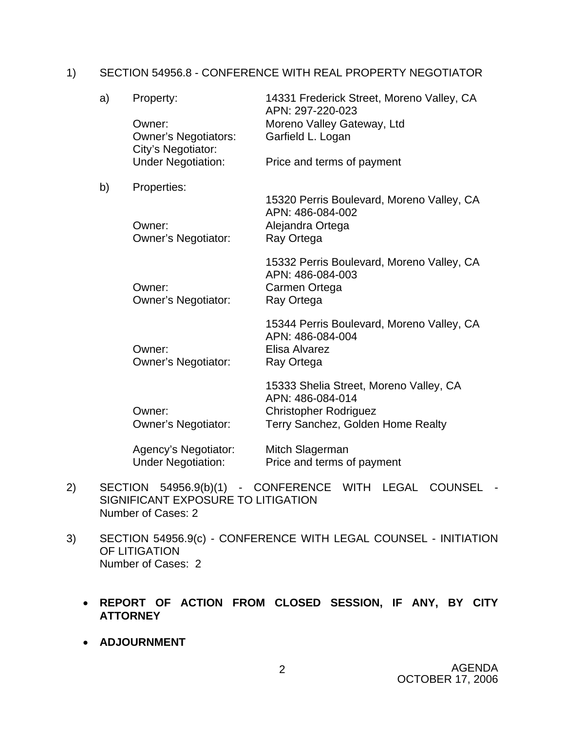1) SECTION 54956.8 - CONFERENCE WITH REAL PROPERTY NEGOTIATOR

a) Property: 14331 Frederick Street, Moreno Valley, CA
APN: 297-220-023
Owner: Moreno Valley Gateway, Ltd
Owner's Negotiators: Garfield L. Logan
City's Negotiator:
Under Negotiation: Price and terms of payment

b) Properties:

15320 Perris Boulevard, Moreno Valley, CA
APN: 486-084-002
Owner: Alejandra Ortega
Owner's Negotiator: Ray Ortega

15332 Perris Boulevard, Moreno Valley, CA
APN: 486-084-003
Owner: Carmen Ortega
Owner's Negotiator: Ray Ortega

15344 Perris Boulevard, Moreno Valley, CA
APN: 486-084-004
Owner: Elisa Alvarez
Owner's Negotiator: Ray Ortega

15333 Shelia Street, Moreno Valley, CA
APN: 486-084-014
Owner: Christopher Rodriguez
Owner's Negotiator: Terry Sanchez, Golden Home Realty

Agency's Negotiator: Mitch Slagerman
Under Negotiation: Price and terms of payment

2) SECTION 54956.9(b)(1) - CONFERENCE WITH LEGAL COUNSEL - SIGNIFICANT EXPOSURE TO LITIGATION
Number of Cases: 2

3) SECTION 54956.9(c) - CONFERENCE WITH LEGAL COUNSEL - INITIATION OF LITIGATION
Number of Cases: 2

- **REPORT OF ACTION FROM CLOSED SESSION, IF ANY, BY CITY ATTORNEY**

- **ADJOURNMENT**